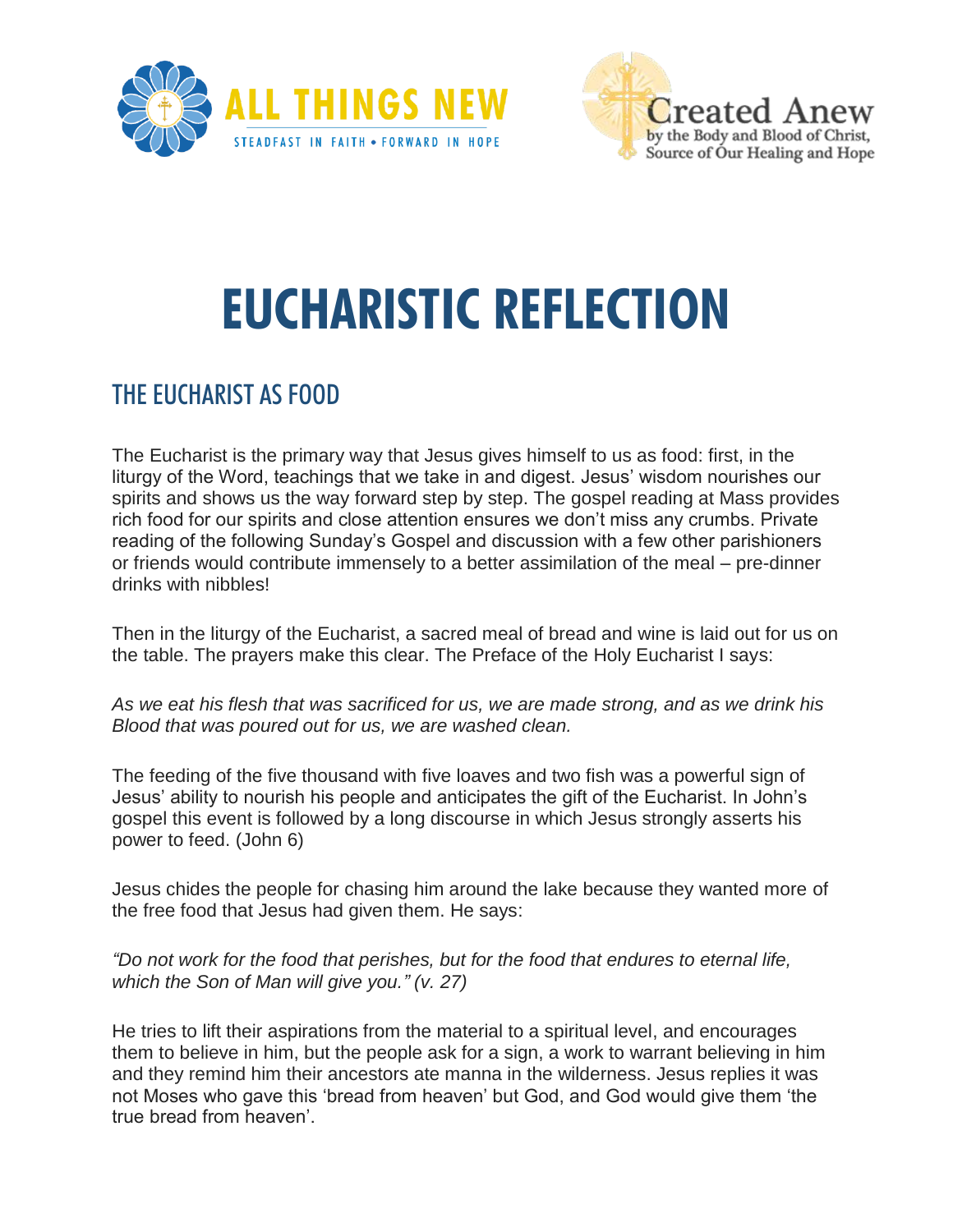ALL THINGS NEW

STEADFAST IN FAITH • FORWARD IN HOPE

Created Anew
by the Body and Blood of Christ,
Source of Our Healing and Hope

# EUCHARISTIC REFLECTION

## THE EUCHARIST AS FOOD

The Eucharist is the primary way that Jesus gives himself to us as food: first, in the liturgy of the Word, teachings that we take in and digest. Jesus' wisdom nourishes our spirits and shows us the way forward step by step. The gospel reading at Mass provides rich food for our spirits and close attention ensures we don't miss any crumbs. Private reading of the following Sunday's Gospel and discussion with a few other parishioners or friends would contribute immensely to a better assimilation of the meal – pre-dinner drinks with nibbles!

Then in the liturgy of the Eucharist, a sacred meal of bread and wine is laid out for us on the table. The prayers make this clear. The Preface of the Holy Eucharist I says:

*As we eat his flesh that was sacrificed for us, we are made strong, and as we drink his Blood that was poured out for us, we are washed clean.*

The feeding of the five thousand with five loaves and two fish was a powerful sign of Jesus' ability to nourish his people and anticipates the gift of the Eucharist. In John's gospel this event is followed by a long discourse in which Jesus strongly asserts his power to feed. (John 6)

Jesus chides the people for chasing him around the lake because they wanted more of the free food that Jesus had given them. He says:

*"Do not work for the food that perishes, but for the food that endures to eternal life, which the Son of Man will give you." (v. 27)*

He tries to lift their aspirations from the material to a spiritual level, and encourages them to believe in him, but the people ask for a sign, a work to warrant believing in him and they remind him their ancestors ate manna in the wilderness. Jesus replies it was not Moses who gave this 'bread from heaven' but God, and God would give them 'the true bread from heaven'.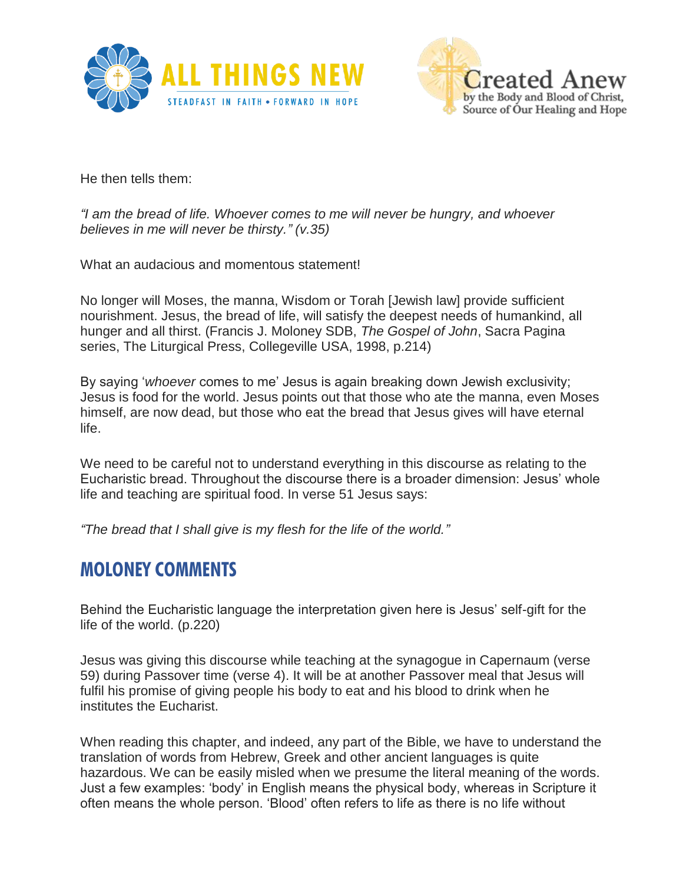He then tells them:

*"I am the bread of life. Whoever comes to me will never be hungry, and whoever believes in me will never be thirsty." (v.35)*

What an audacious and momentous statement!

No longer will Moses, the manna, Wisdom or Torah [Jewish law] provide sufficient nourishment. Jesus, the bread of life, will satisfy the deepest needs of humankind, all hunger and all thirst. (Francis J. Moloney SDB, *The Gospel of John*, Sacra Pagina series, The Liturgical Press, Collegeville USA, 1998, p.214)

By saying '*whoever* comes to me' Jesus is again breaking down Jewish exclusivity; Jesus is food for the world. Jesus points out that those who ate the manna, even Moses himself, are now dead, but those who eat the bread that Jesus gives will have eternal life.

We need to be careful not to understand everything in this discourse as relating to the Eucharistic bread. Throughout the discourse there is a broader dimension: Jesus' whole life and teaching are spiritual food. In verse 51 Jesus says:

*"The bread that I shall give is my flesh for the life of the world."*

## MOLONEY COMMENTS

Behind the Eucharistic language the interpretation given here is Jesus' self-gift for the life of the world. (p.220)

Jesus was giving this discourse while teaching at the synagogue in Capernaum (verse 59) during Passover time (verse 4). It will be at another Passover meal that Jesus will fulfil his promise of giving people his body to eat and his blood to drink when he institutes the Eucharist.

When reading this chapter, and indeed, any part of the Bible, we have to understand the translation of words from Hebrew, Greek and other ancient languages is quite hazardous. We can be easily misled when we presume the literal meaning of the words. Just a few examples: 'body' in English means the physical body, whereas in Scripture it often means the whole person. 'Blood' often refers to life as there is no life without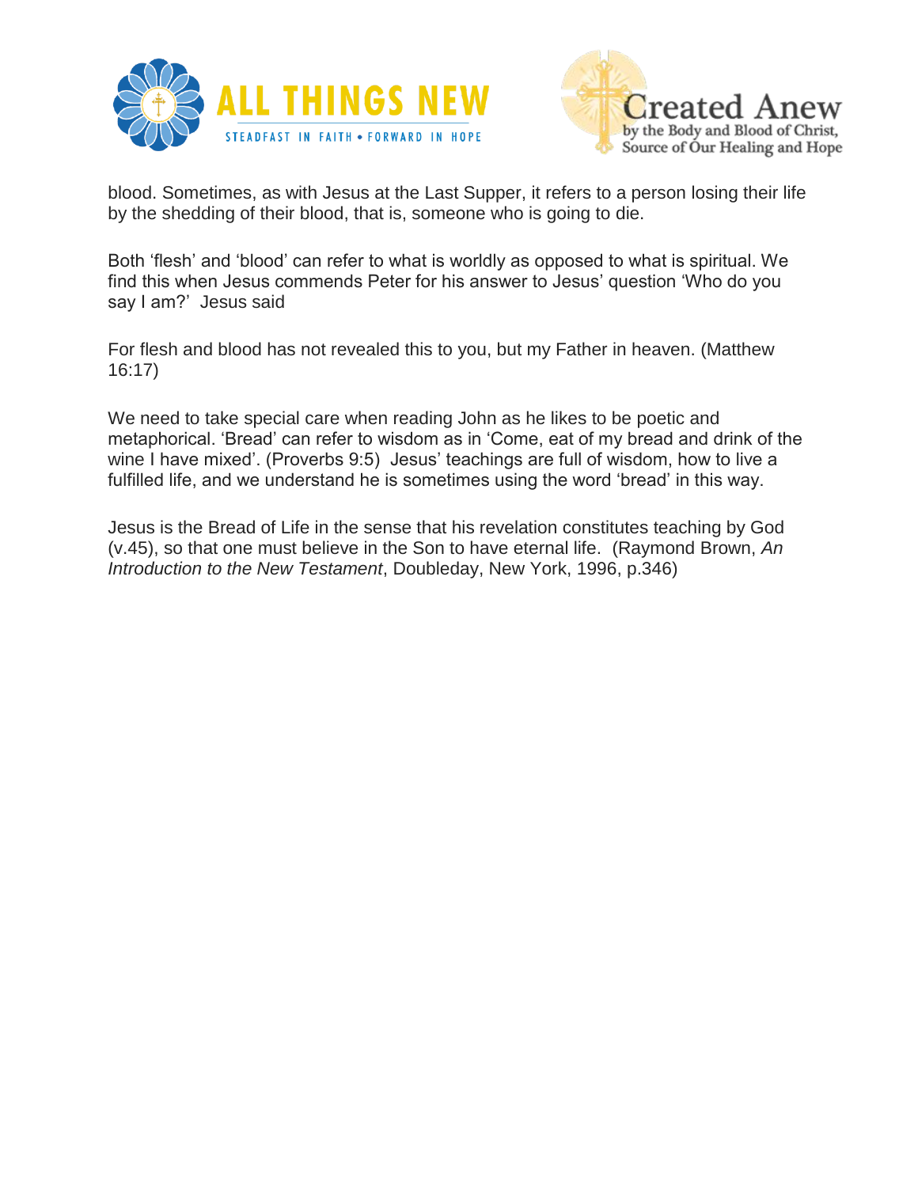blood. Sometimes, as with Jesus at the Last Supper, it refers to a person losing their life by the shedding of their blood, that is, someone who is going to die.

Both 'flesh' and 'blood' can refer to what is worldly as opposed to what is spiritual. We find this when Jesus commends Peter for his answer to Jesus' question 'Who do you say I am?' Jesus said

For flesh and blood has not revealed this to you, but my Father in heaven. (Matthew 16:17)

We need to take special care when reading John as he likes to be poetic and metaphorical. 'Bread' can refer to wisdom as in 'Come, eat of my bread and drink of the wine I have mixed'. (Proverbs 9:5) Jesus' teachings are full of wisdom, how to live a fulfilled life, and we understand he is sometimes using the word 'bread' in this way.

Jesus is the Bread of Life in the sense that his revelation constitutes teaching by God (v.45), so that one must believe in the Son to have eternal life. (Raymond Brown, *An Introduction to the New Testament*, Doubleday, New York, 1996, p.346)